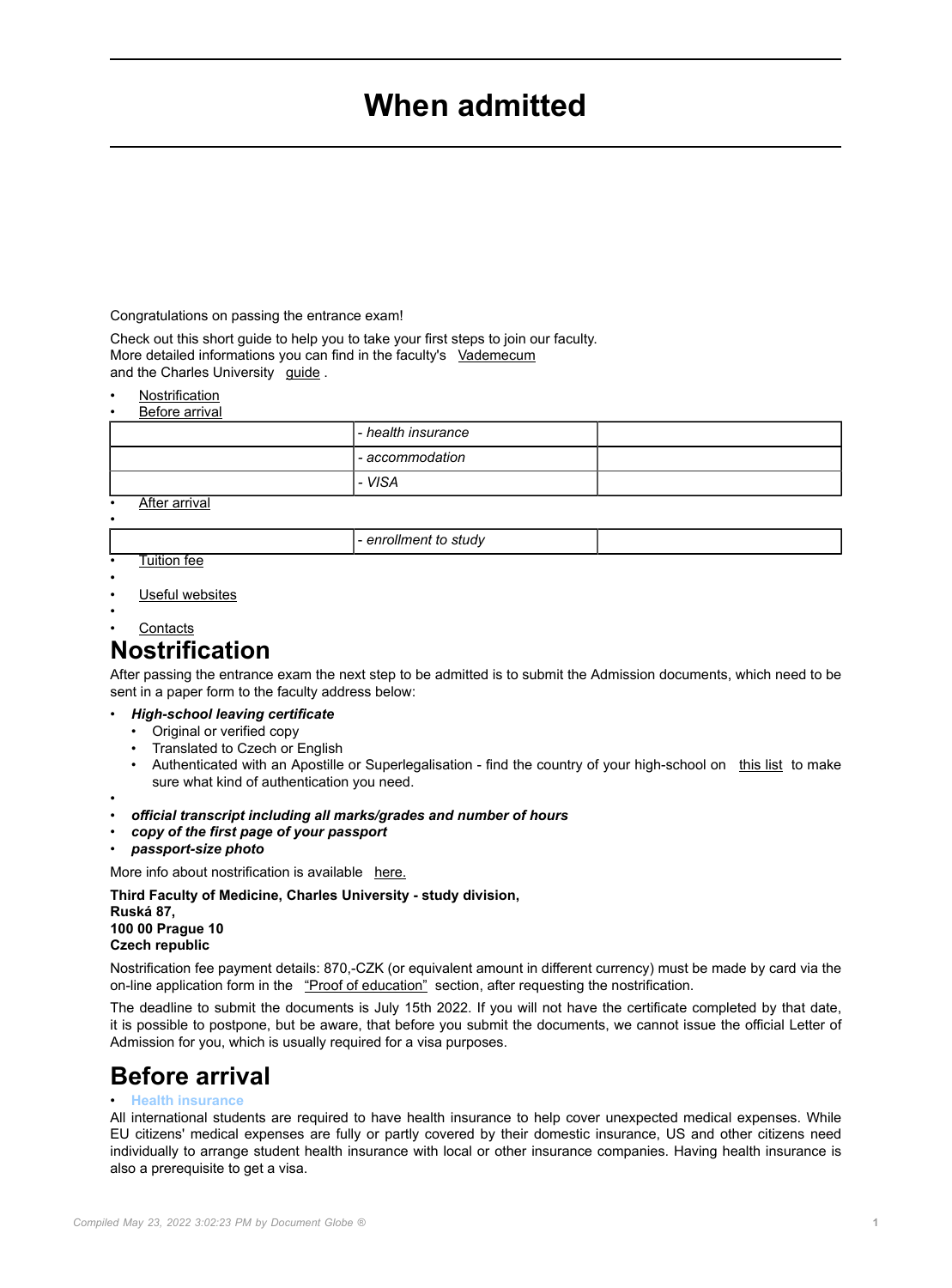# When admitted

Congratulations on passing the entrance exam!

Check out this short guide to help you to take your first steps to join our faculty.
More detailed informations you can find in the faculty's Vademecum
and the Charles University guide .

- Nostrification
- Before arrival

| | - *health insurance* | |
|---|---|---|
| | - *accommodation* | |
| | - *VISA* | |

- After arrival

| | - *enrollment to study* | |
|---|---|---|

- Tuition fee
- Useful websites
- Contacts

## Nostrification

After passing the entrance exam the next step to be admitted is to submit the Admission documents, which need to be sent in a paper form to the faculty address below:

- ***High-school leaving certificate***
  - Original or verified copy
  - Translated to Czech or English
  - Authenticated with an Apostille or Superlegalisation - find the country of your high-school on this list to make sure what kind of authentication you need.
- ***official transcript including all marks/grades and number of hours***
- ***copy of the first page of your passport***
- ***passport-size photo***

More info about nostrification is available here.

**Third Faculty of Medicine, Charles University - study division,**
**Ruská 87,**
**100 00 Prague 10**
**Czech republic**

Nostrification fee payment details: 870,-CZK (or equivalent amount in different currency) must be made by card via the on-line application form in the "Proof of education" section, after requesting the nostrification.

The deadline to submit the documents is July 15th 2022. If you will not have the certificate completed by that date, it is possible to postpone, but be aware, that before you submit the documents, we cannot issue the official Letter of Admission for you, which is usually required for a visa purposes.

## Before arrival

- **Health insurance**

All international students are required to have health insurance to help cover unexpected medical expenses. While EU citizens' medical expenses are fully or partly covered by their domestic insurance, US and other citizens need individually to arrange student health insurance with local or other insurance companies. Having health insurance is also a prerequisite to get a visa.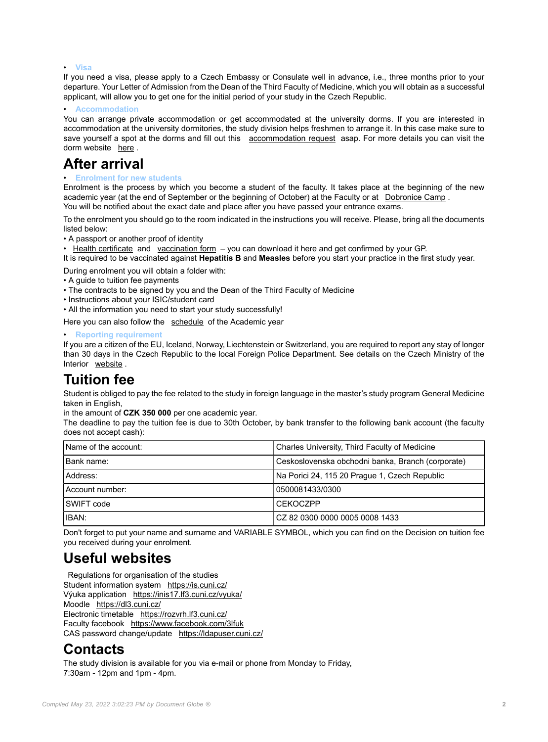- **Visa**

If you need a visa, please apply to a Czech Embassy or Consulate well in advance, i.e., three months prior to your departure. Your Letter of Admission from the Dean of the Third Faculty of Medicine, which you will obtain as a successful applicant, will allow you to get one for the initial period of your study in the Czech Republic.

- **Accommodation**

You can arrange private accommodation or get accommodated at the university dorms. If you are interested in accommodation at the university dormitories, the study division helps freshmen to arrange it. In this case make sure to save yourself a spot at the dorms and fill out this accommodation request asap. For more details you can visit the dorm website here .

# After arrival

- **Enrolment for new students**

Enrolment is the process by which you become a student of the faculty. It takes place at the beginning of the new academic year (at the end of September or the beginning of October) at the Faculty or at Dobronice Camp .
You will be notified about the exact date and place after you have passed your entrance exams.

To the enrolment you should go to the room indicated in the instructions you will receive. Please, bring all the documents listed below:

- A passport or another proof of identity
- Health certificate and vaccination form – you can download it here and get confirmed by your GP.

It is required to be vaccinated against **Hepatitis B** and **Measles** before you start your practice in the first study year.

During enrolment you will obtain a folder with:

- A guide to tuition fee payments
- The contracts to be signed by you and the Dean of the Third Faculty of Medicine
- Instructions about your ISIC/student card
- All the information you need to start your study successfully!

Here you can also follow the schedule of the Academic year

- **Reporting requirement**

If you are a citizen of the EU, Iceland, Norway, Liechtenstein or Switzerland, you are required to report any stay of longer than 30 days in the Czech Republic to the local Foreign Police Department. See details on the Czech Ministry of the Interior website .

# Tuition fee

Student is obliged to pay the fee related to the study in foreign language in the master's study program General Medicine taken in English,
in the amount of **CZK 350 000** per one academic year.
The deadline to pay the tuition fee is due to 30th October, by bank transfer to the following bank account (the faculty does not accept cash):

| Name of the account: | Charles University, Third Faculty of Medicine |
|---|---|
| Bank name: | Ceskoslovenska obchodni banka, Branch (corporate) |
| Address: | Na Porici 24, 115 20 Prague 1, Czech Republic |
| Account number: | 0500081433/0300 |
| SWIFT code | CEKOCZPP |
| IBAN: | CZ 82 0300 0000 0005 0008 1433 |

Don't forget to put your name and surname and VARIABLE SYMBOL, which you can find on the Decision on tuition fee you received during your enrolment.

# Useful websites

Regulations for organisation of the studies
Student information system https://is.cuni.cz/
Výuka application https://inis17.lf3.cuni.cz/vyuka/
Moodle https://dl3.cuni.cz/
Electronic timetable https://rozvrh.lf3.cuni.cz/
Faculty facebook https://www.facebook.com/3lfuk
CAS password change/update https://ldapuser.cuni.cz/

# Contacts

The study division is available for you via e-mail or phone from Monday to Friday,
7:30am - 12pm and 1pm - 4pm.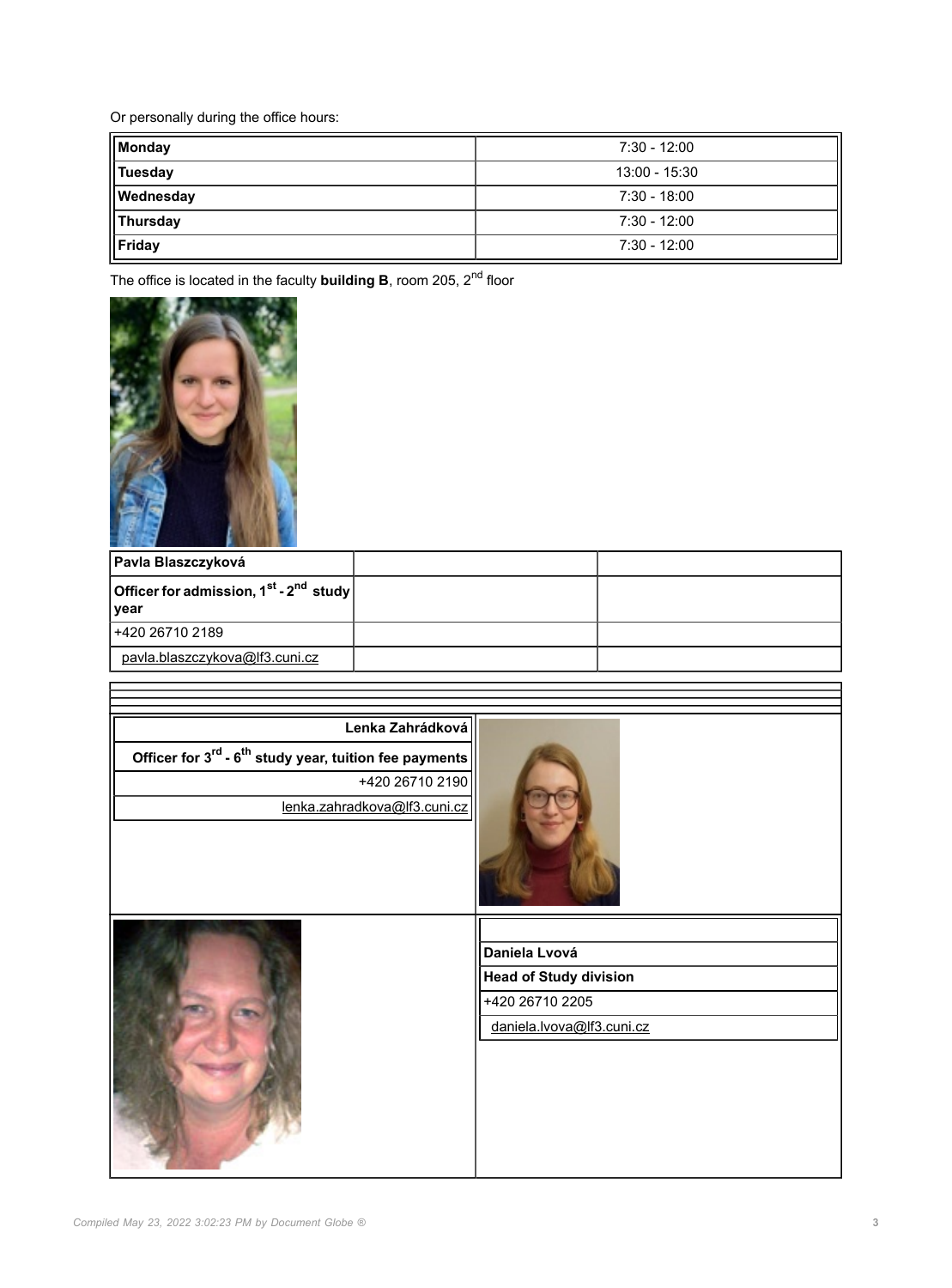Or personally during the office hours:

| | |
|---|---|
| **Monday** | 7:30 - 12:00 |
| **Tuesday** | 13:00 - 15:30 |
| **Wednesday** | 7:30 - 18:00 |
| **Thursday** | 7:30 - 12:00 |
| **Friday** | 7:30 - 12:00 |

The office is located in the faculty **building B**, room 205, 2nd floor

| | | |
|---|---|---|
| **Pavla Blaszczyková** | | |
| **Officer for admission, 1st - 2nd study year** | | |
| +420 26710 2189 | | |
| pavla.blaszczykova@lf3.cuni.cz | | |

| |
|---|
| **Lenka Zahrádková** |
| **Officer for 3rd - 6th study year, tuition fee payments** |
| +420 26710 2190 |
| lenka.zahradkova@lf3.cuni.cz |

| |
|---|
| **Daniela Lvová** |
| **Head of Study division** |
| +420 26710 2205 |
| daniela.lvova@lf3.cuni.cz |